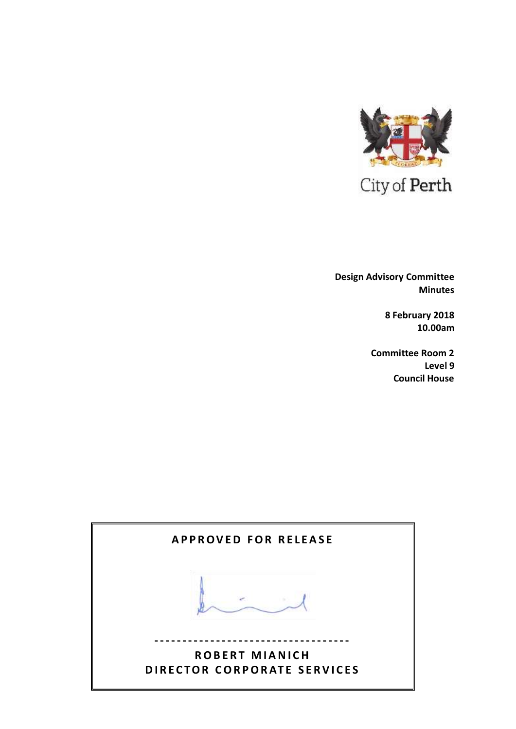City of Perth

**Design Advisory Committee**
**Minutes**

**8 February 2018**
**10.00am**

**Committee Room 2**
**Level 9**
**Council House**

**APPROVED FOR RELEASE**

-----------------------------------

**ROBERT MIANICH**
**DIRECTOR CORPORATE SERVICES**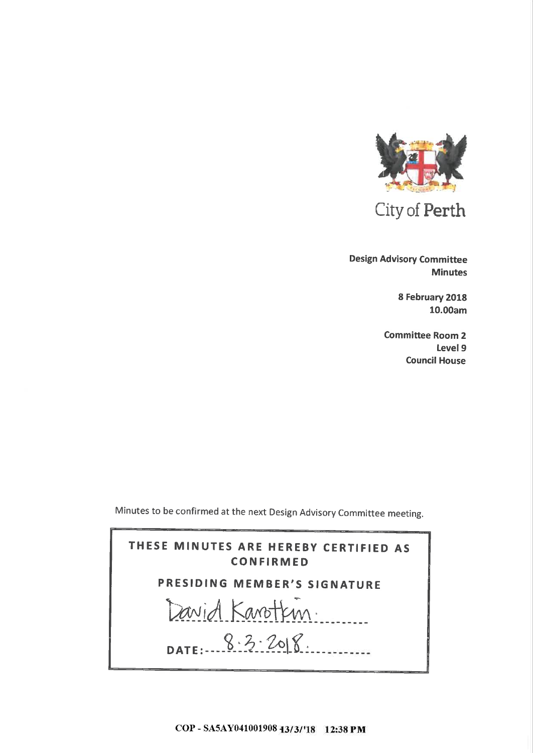City of Perth

**Design Advisory Committee Minutes**

**8 February 2018**
**10.00am**

**Committee Room 2**
**Level 9**
**Council House**

Minutes to be confirmed at the next Design Advisory Committee meeting.

| THESE MINUTES ARE HEREBY CERTIFIED AS CONFIRMED |
| --- |
| PRESIDING MEMBER'S SIGNATURE |
| David Karotkin |
| DATE: 8.3.2018 |

COP - SA5AY041001908 13/3/'18 12:38 PM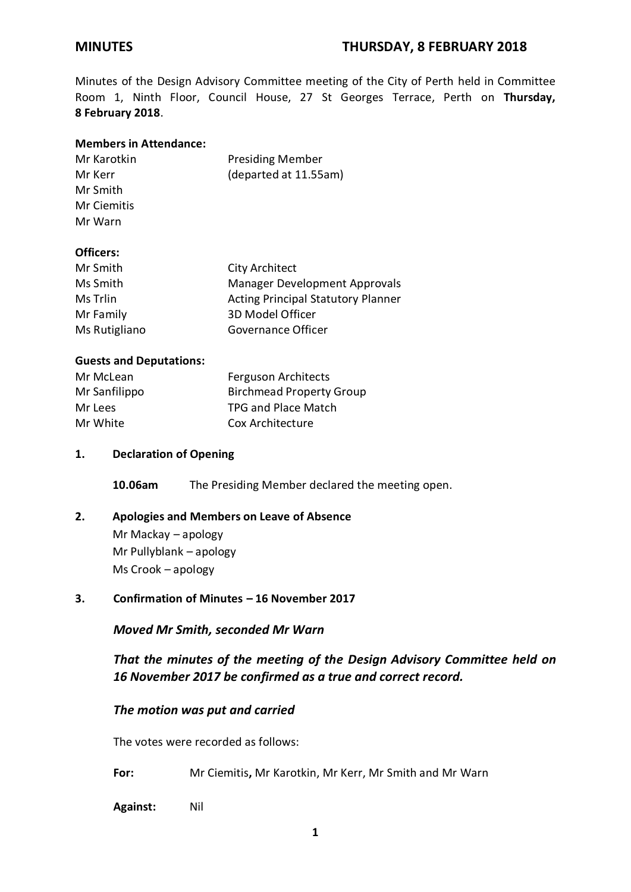**MINUTES** **THURSDAY, 8 FEBRUARY 2018**

Minutes of the Design Advisory Committee meeting of the City of Perth held in Committee Room 1, Ninth Floor, Council House, 27 St Georges Terrace, Perth on **Thursday, 8 February 2018**.

**Members in Attendance:**

| | |
|---|---|
| Mr Karotkin | Presiding Member |
| Mr Kerr | (departed at 11.55am) |
| Mr Smith | |
| Mr Ciemitis | |
| Mr Warn | |

**Officers:**

| | |
|---|---|
| Mr Smith | City Architect |
| Ms Smith | Manager Development Approvals |
| Ms Trlin | Acting Principal Statutory Planner |
| Mr Family | 3D Model Officer |
| Ms Rutigliano | Governance Officer |

**Guests and Deputations:**

| | |
|---|---|
| Mr McLean | Ferguson Architects |
| Mr Sanfilippo | Birchmead Property Group |
| Mr Lees | TPG and Place Match |
| Mr White | Cox Architecture |

## 1. Declaration of Opening

**10.06am** The Presiding Member declared the meeting open.

## 2. Apologies and Members on Leave of Absence

Mr Mackay – apology
Mr Pullyblank – apology
Ms Crook – apology

## 3. Confirmation of Minutes – 16 November 2017

***Moved Mr Smith, seconded Mr Warn***

***That the minutes of the meeting of the Design Advisory Committee held on 16 November 2017 be confirmed as a true and correct record.***

***The motion was put and carried***

The votes were recorded as follows:

**For:** Mr Ciemitis**,** Mr Karotkin, Mr Kerr, Mr Smith and Mr Warn

**Against:** Nil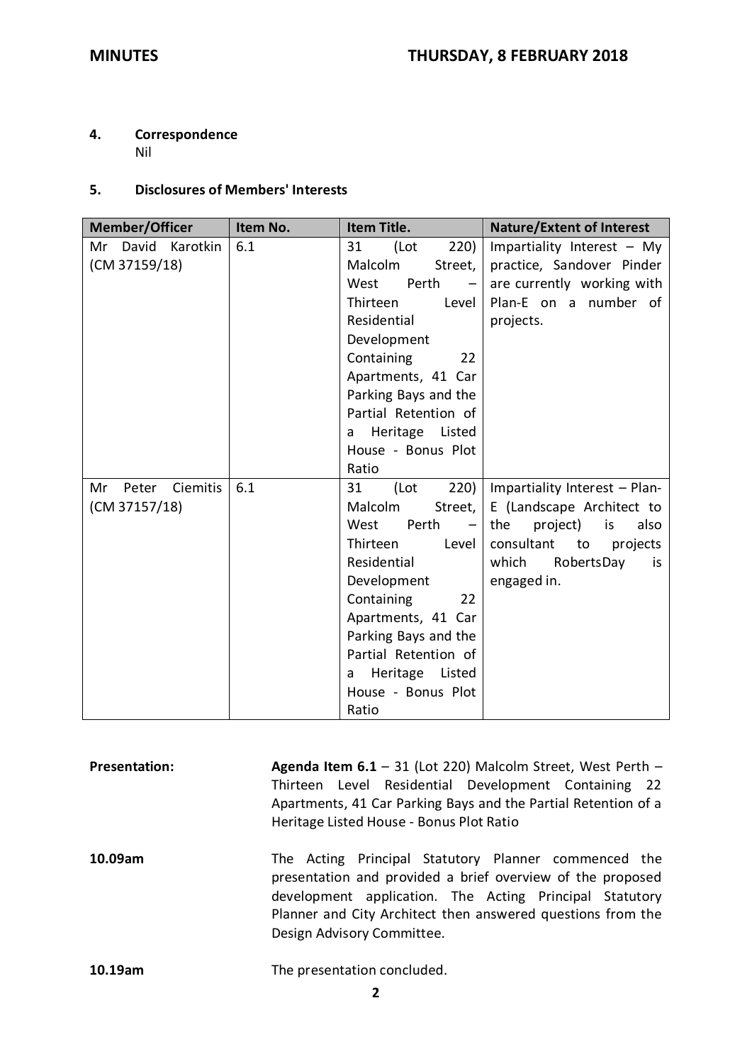## 4. Correspondence

Nil

## 5. Disclosures of Members' Interests

| Member/Officer | Item No. | Item Title. | Nature/Extent of Interest |
|---|---|---|---|
| Mr David Karotkin (CM 37159/18) | 6.1 | 31 (Lot 220) Malcolm Street, West Perth – Thirteen Level Residential Development Containing 22 Apartments, 41 Car Parking Bays and the Partial Retention of a Heritage Listed House - Bonus Plot Ratio | Impartiality Interest – My practice, Sandover Pinder are currently working with Plan-E on a number of projects. |
| Mr Peter Ciemitis (CM 37157/18) | 6.1 | 31 (Lot 220) Malcolm Street, West Perth – Thirteen Level Residential Development Containing 22 Apartments, 41 Car Parking Bays and the Partial Retention of a Heritage Listed House - Bonus Plot Ratio | Impartiality Interest – Plan-E (Landscape Architect to the project) is also consultant to projects which RobertsDay is engaged in. |

**Presentation:** **Agenda Item 6.1** – 31 (Lot 220) Malcolm Street, West Perth – Thirteen Level Residential Development Containing 22 Apartments, 41 Car Parking Bays and the Partial Retention of a Heritage Listed House - Bonus Plot Ratio

**10.09am** The Acting Principal Statutory Planner commenced the presentation and provided a brief overview of the proposed development application. The Acting Principal Statutory Planner and City Architect then answered questions from the Design Advisory Committee.

**10.19am** The presentation concluded.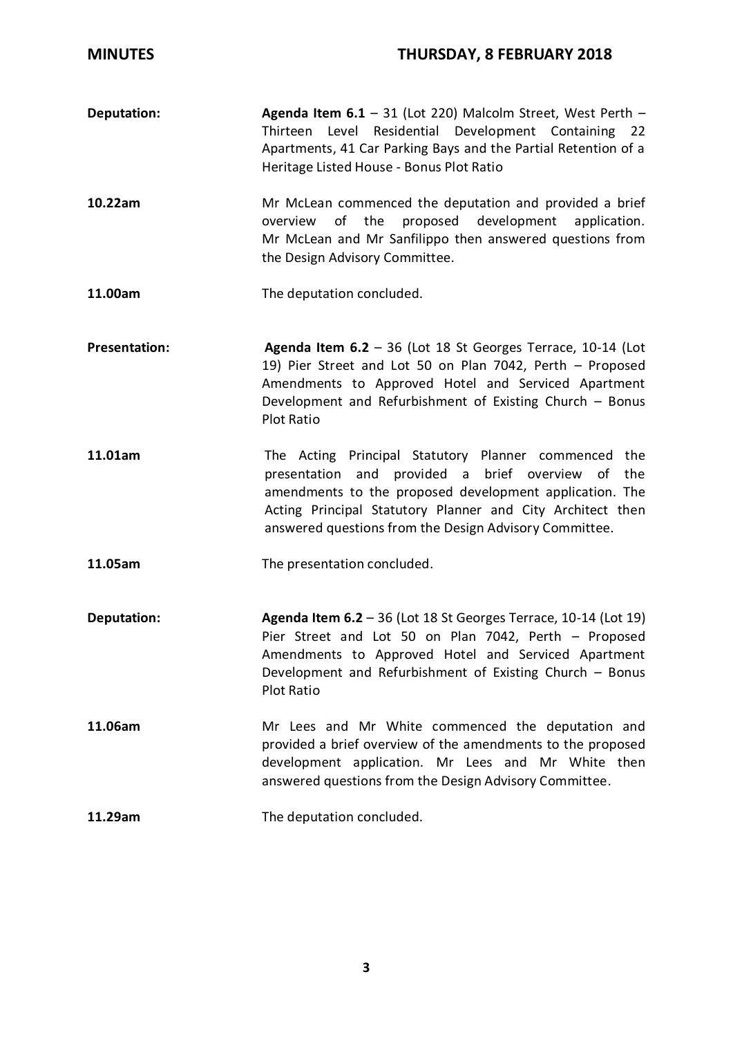| | |
|---|---|
| **Deputation:** | **Agenda Item 6.1** – 31 (Lot 220) Malcolm Street, West Perth – Thirteen Level Residential Development Containing 22 Apartments, 41 Car Parking Bays and the Partial Retention of a Heritage Listed House - Bonus Plot Ratio |
| **10.22am** | Mr McLean commenced the deputation and provided a brief overview of the proposed development application. Mr McLean and Mr Sanfilippo then answered questions from the Design Advisory Committee. |
| **11.00am** | The deputation concluded. |
| **Presentation:** | **Agenda Item 6.2** – 36 (Lot 18 St Georges Terrace, 10-14 (Lot 19) Pier Street and Lot 50 on Plan 7042, Perth – Proposed Amendments to Approved Hotel and Serviced Apartment Development and Refurbishment of Existing Church – Bonus Plot Ratio |
| **11.01am** | The Acting Principal Statutory Planner commenced the presentation and provided a brief overview of the amendments to the proposed development application. The Acting Principal Statutory Planner and City Architect then answered questions from the Design Advisory Committee. |
| **11.05am** | The presentation concluded. |
| **Deputation:** | **Agenda Item 6.2** – 36 (Lot 18 St Georges Terrace, 10-14 (Lot 19) Pier Street and Lot 50 on Plan 7042, Perth – Proposed Amendments to Approved Hotel and Serviced Apartment Development and Refurbishment of Existing Church – Bonus Plot Ratio |
| **11.06am** | Mr Lees and Mr White commenced the deputation and provided a brief overview of the amendments to the proposed development application. Mr Lees and Mr White then answered questions from the Design Advisory Committee. |
| **11.29am** | The deputation concluded. |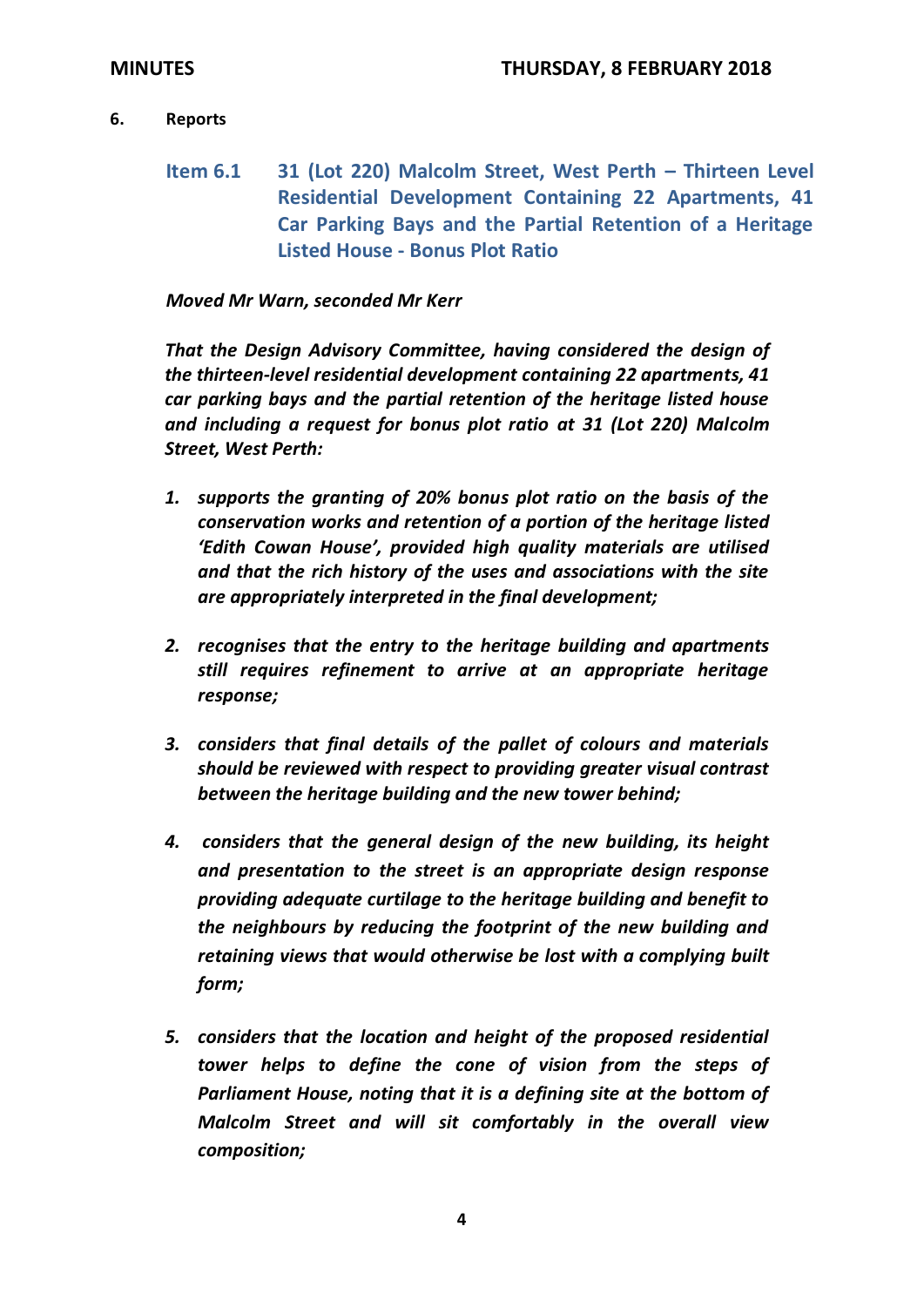## 6. Reports

### Item 6.1 31 (Lot 220) Malcolm Street, West Perth – Thirteen Level Residential Development Containing 22 Apartments, 41 Car Parking Bays and the Partial Retention of a Heritage Listed House - Bonus Plot Ratio

***Moved Mr Warn, seconded Mr Kerr***

***That the Design Advisory Committee, having considered the design of the thirteen-level residential development containing 22 apartments, 41 car parking bays and the partial retention of the heritage listed house and including a request for bonus plot ratio at 31 (Lot 220) Malcolm Street, West Perth:***

1. ***supports the granting of 20% bonus plot ratio on the basis of the conservation works and retention of a portion of the heritage listed 'Edith Cowan House', provided high quality materials are utilised and that the rich history of the uses and associations with the site are appropriately interpreted in the final development;***

2. ***recognises that the entry to the heritage building and apartments still requires refinement to arrive at an appropriate heritage response;***

3. ***considers that final details of the pallet of colours and materials should be reviewed with respect to providing greater visual contrast between the heritage building and the new tower behind;***

4. ***considers that the general design of the new building, its height and presentation to the street is an appropriate design response providing adequate curtilage to the heritage building and benefit to the neighbours by reducing the footprint of the new building and retaining views that would otherwise be lost with a complying built form;***

5. ***considers that the location and height of the proposed residential tower helps to define the cone of vision from the steps of Parliament House, noting that it is a defining site at the bottom of Malcolm Street and will sit comfortably in the overall view composition;***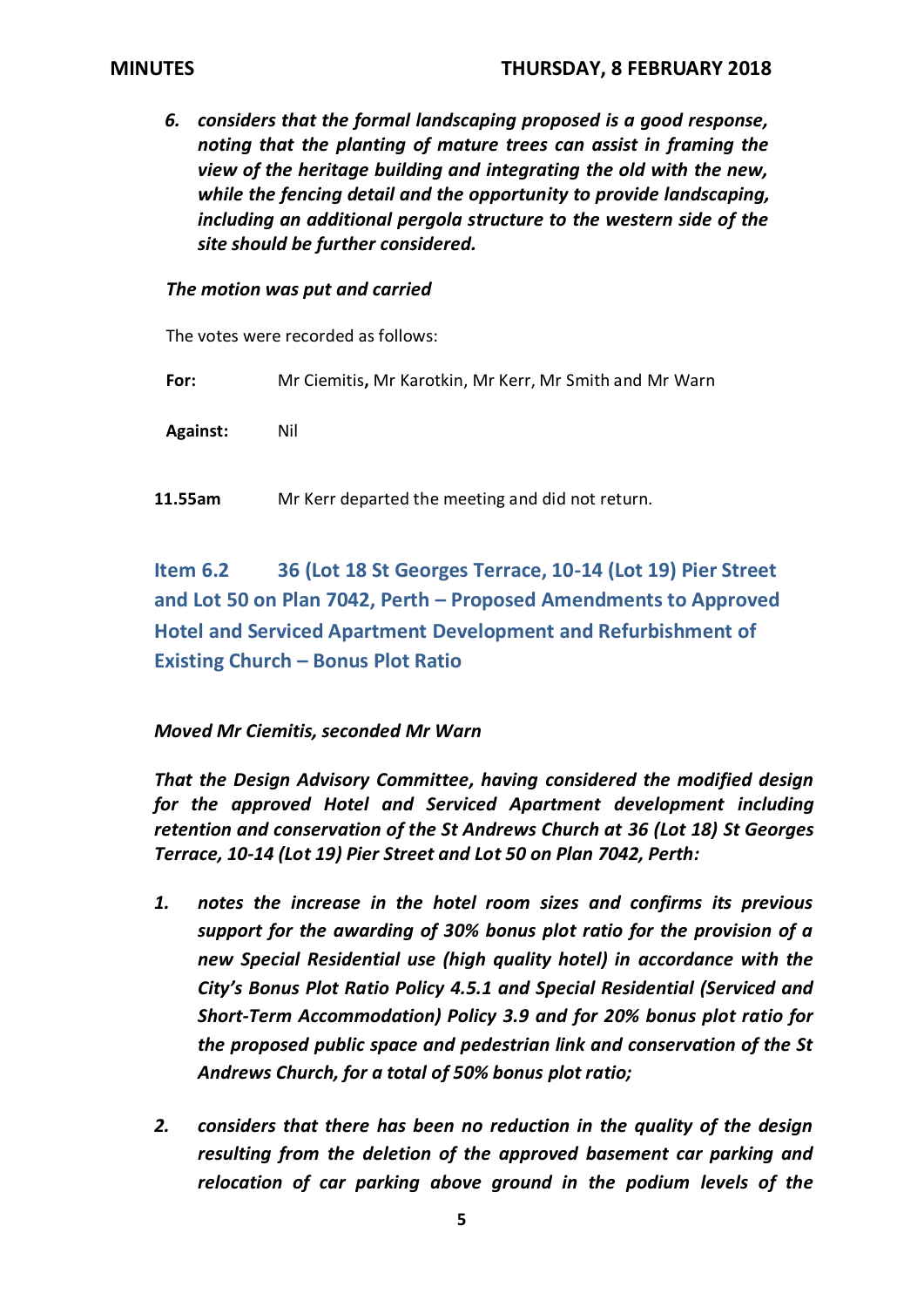6. ***considers that the formal landscaping proposed is a good response, noting that the planting of mature trees can assist in framing the view of the heritage building and integrating the old with the new, while the fencing detail and the opportunity to provide landscaping, including an additional pergola structure to the western side of the site should be further considered.***

***The motion was put and carried***

The votes were recorded as follows:

**For:** Mr Ciemitis**,** Mr Karotkin, Mr Kerr, Mr Smith and Mr Warn

**Against:** Nil

**11.55am** Mr Kerr departed the meeting and did not return.

## Item 6.2 36 (Lot 18 St Georges Terrace, 10-14 (Lot 19) Pier Street and Lot 50 on Plan 7042, Perth – Proposed Amendments to Approved Hotel and Serviced Apartment Development and Refurbishment of Existing Church – Bonus Plot Ratio

***Moved Mr Ciemitis, seconded Mr Warn***

***That the Design Advisory Committee, having considered the modified design for the approved Hotel and Serviced Apartment development including retention and conservation of the St Andrews Church at 36 (Lot 18) St Georges Terrace, 10-14 (Lot 19) Pier Street and Lot 50 on Plan 7042, Perth:***

1. ***notes the increase in the hotel room sizes and confirms its previous support for the awarding of 30% bonus plot ratio for the provision of a new Special Residential use (high quality hotel) in accordance with the City's Bonus Plot Ratio Policy 4.5.1 and Special Residential (Serviced and Short-Term Accommodation) Policy 3.9 and for 20% bonus plot ratio for the proposed public space and pedestrian link and conservation of the St Andrews Church, for a total of 50% bonus plot ratio;***

2. ***considers that there has been no reduction in the quality of the design resulting from the deletion of the approved basement car parking and relocation of car parking above ground in the podium levels of the***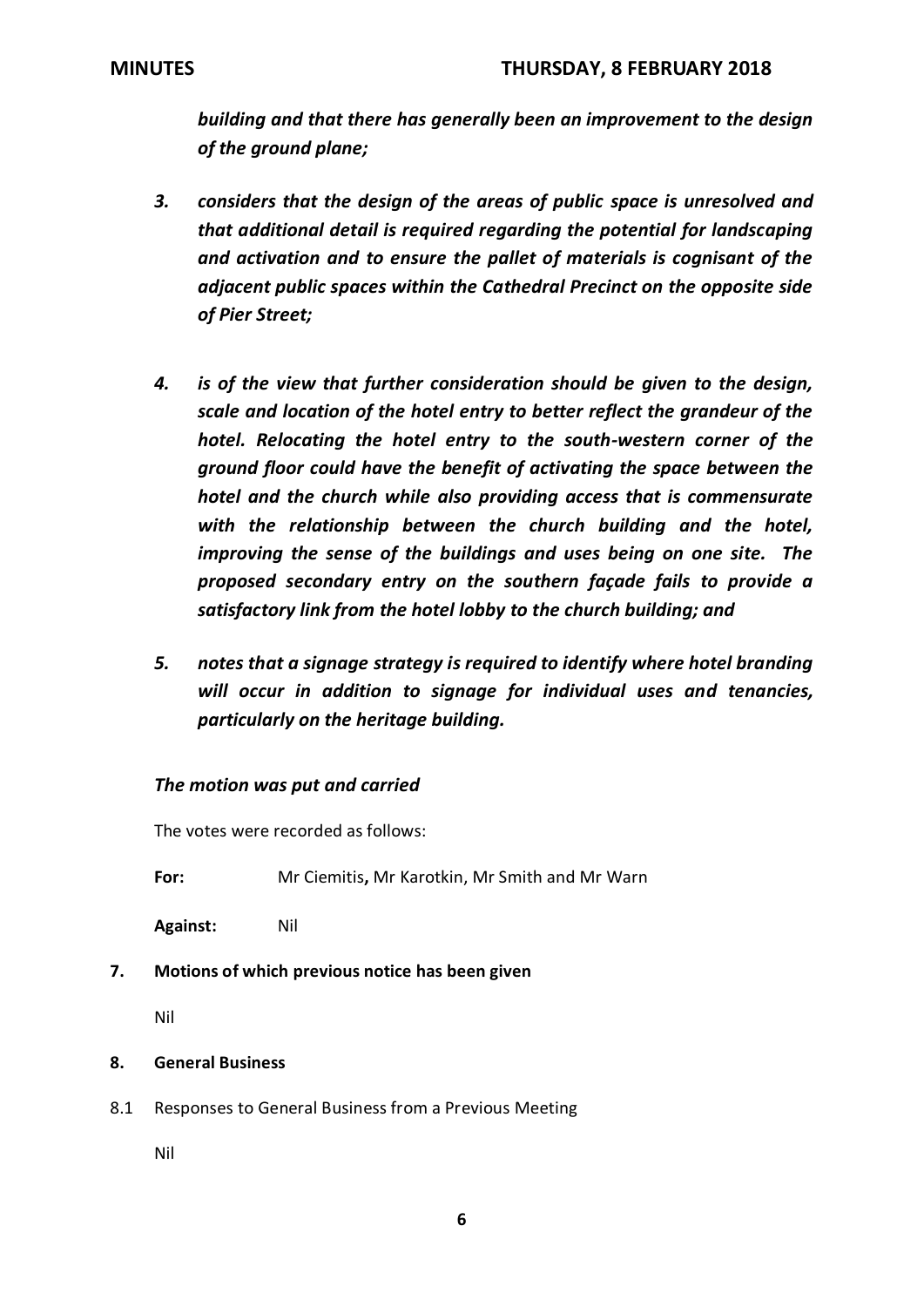***building and that there has generally been an improvement to the design of the ground plane;***

3. ***considers that the design of the areas of public space is unresolved and that additional detail is required regarding the potential for landscaping and activation and to ensure the pallet of materials is cognisant of the adjacent public spaces within the Cathedral Precinct on the opposite side of Pier Street;***

4. ***is of the view that further consideration should be given to the design, scale and location of the hotel entry to better reflect the grandeur of the hotel. Relocating the hotel entry to the south-western corner of the ground floor could have the benefit of activating the space between the hotel and the church while also providing access that is commensurate with the relationship between the church building and the hotel, improving the sense of the buildings and uses being on one site. The proposed secondary entry on the southern façade fails to provide a satisfactory link from the hotel lobby to the church building; and***

5. ***notes that a signage strategy is required to identify where hotel branding will occur in addition to signage for individual uses and tenancies, particularly on the heritage building.***

***The motion was put and carried***

The votes were recorded as follows:

**For:** Mr Ciemitis**,** Mr Karotkin, Mr Smith and Mr Warn

**Against:** Nil

**7. Motions of which previous notice has been given**

Nil

**8. General Business**

8.1 Responses to General Business from a Previous Meeting

Nil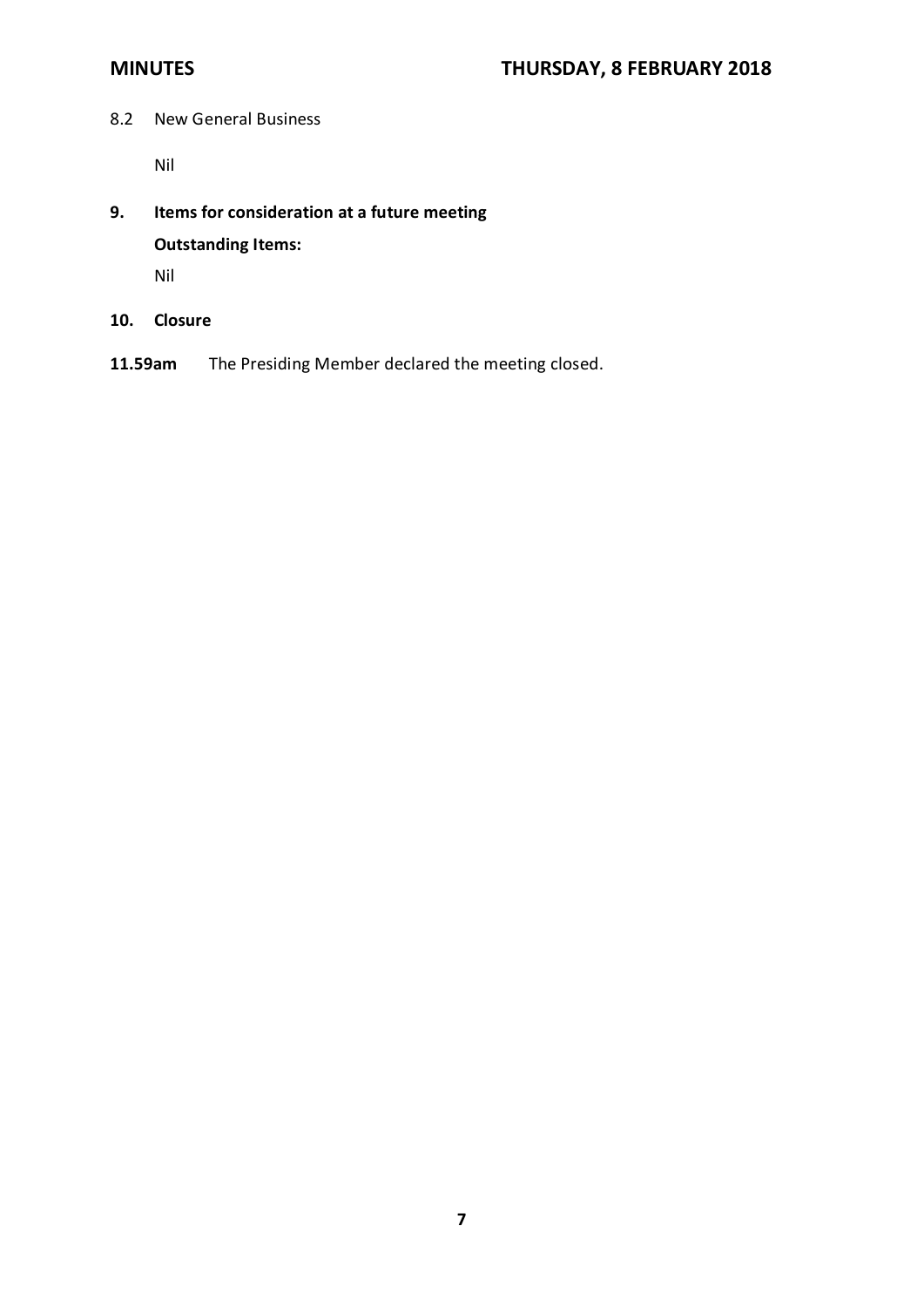8.2 New General Business

Nil

## 9. Items for consideration at a future meeting

**Outstanding Items:**

Nil

## 10. Closure

**11.59am** The Presiding Member declared the meeting closed.